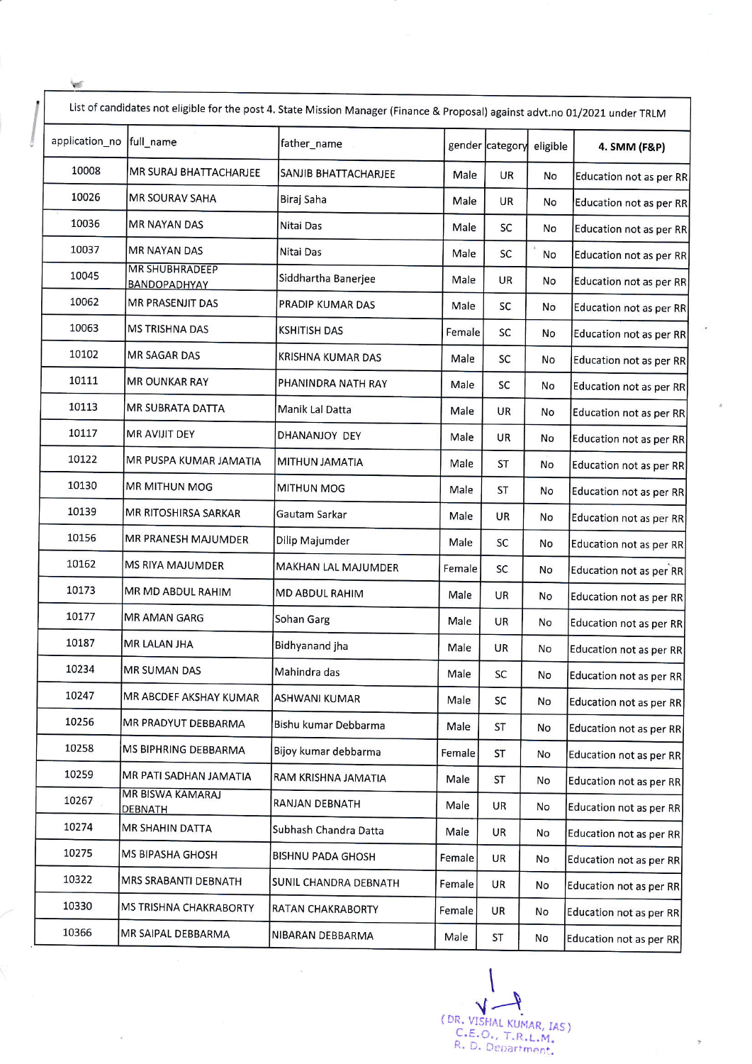| List of candidates not eligible for the post 4. State Mission Manager (Finance & Proposal) against advt.no 01/2021 under TRLM | | | | | | |
|---|---|---|---|---|---|---|
| application_no | full_name | father_name | gender | category | eligible | 4. SMM (F&P) |
| 10008 | MR SURAJ BHATTACHARJEE | SANJIB BHATTACHARJEE | Male | UR | No | Education not as per RR |
| 10026 | MR SOURAV SAHA | Biraj Saha | Male | UR | No | Education not as per RR |
| 10036 | MR NAYAN DAS | Nitai Das | Male | SC | No | Education not as per RR |
| 10037 | MR NAYAN DAS | Nitai Das | Male | SC | No | Education not as per RR |
| 10045 | MR SHUBHRADEEP BANDOPADHYAY | Siddhartha Banerjee | Male | UR | No | Education not as per RR |
| 10062 | MR PRASENJIT DAS | PRADIP KUMAR DAS | Male | SC | No | Education not as per RR |
| 10063 | MS TRISHNA DAS | KSHITISH DAS | Female | SC | No | Education not as per RR |
| 10102 | MR SAGAR DAS | KRISHNA KUMAR DAS | Male | SC | No | Education not as per RR |
| 10111 | MR OUNKAR RAY | PHANINDRA NATH RAY | Male | SC | No | Education not as per RR |
| 10113 | MR SUBRATA DATTA | Manik Lal Datta | Male | UR | No | Education not as per RR |
| 10117 | MR AVIJIT DEY | DHANANJOY DEY | Male | UR | No | Education not as per RR |
| 10122 | MR PUSPA KUMAR JAMATIA | MITHUN JAMATIA | Male | ST | No | Education not as per RR |
| 10130 | MR MITHUN MOG | MITHUN MOG | Male | ST | No | Education not as per RR |
| 10139 | MR RITOSHIRSA SARKAR | Gautam Sarkar | Male | UR | No | Education not as per RR |
| 10156 | MR PRANESH MAJUMDER | Dilip Majumder | Male | SC | No | Education not as per RR |
| 10162 | MS RIYA MAJUMDER | MAKHAN LAL MAJUMDER | Female | SC | No | Education not as per RR |
| 10173 | MR MD ABDUL RAHIM | MD ABDUL RAHIM | Male | UR | No | Education not as per RR |
| 10177 | MR AMAN GARG | Sohan Garg | Male | UR | No | Education not as per RR |
| 10187 | MR LALAN JHA | Bidhyanand jha | Male | UR | No | Education not as per RR |
| 10234 | MR SUMAN DAS | Mahindra das | Male | SC | No | Education not as per RR |
| 10247 | MR ABCDEF AKSHAY KUMAR | ASHWANI KUMAR | Male | SC | No | Education not as per RR |
| 10256 | MR PRADYUT DEBBARMA | Bishu kumar Debbarma | Male | ST | No | Education not as per RR |
| 10258 | MS BIPHRING DEBBARMA | Bijoy kumar debbarma | Female | ST | No | Education not as per RR |
| 10259 | MR PATI SADHAN JAMATIA | RAM KRISHNA JAMATIA | Male | ST | No | Education not as per RR |
| 10267 | MR BISWA KAMARAJ DEBNATH | RANJAN DEBNATH | Male | UR | No | Education not as per RR |
| 10274 | MR SHAHIN DATTA | Subhash Chandra Datta | Male | UR | No | Education not as per RR |
| 10275 | MS BIPASHA GHOSH | BISHNU PADA GHOSH | Female | UR | No | Education not as per RR |
| 10322 | MRS SRABANTI DEBNATH | SUNIL CHANDRA DEBNATH | Female | UR | No | Education not as per RR |
| 10330 | MS TRISHNA CHAKRABORTY | RATAN CHAKRABORTY | Female | UR | No | Education not as per RR |
| 10366 | MR SAIPAL DEBBARMA | NIBARAN DEBBARMA | Male | ST | No | Education not as per RR |

(DR. VISHAL KUMAR, IAS)
C.E.O., T.R.L.M.
R. D. Department.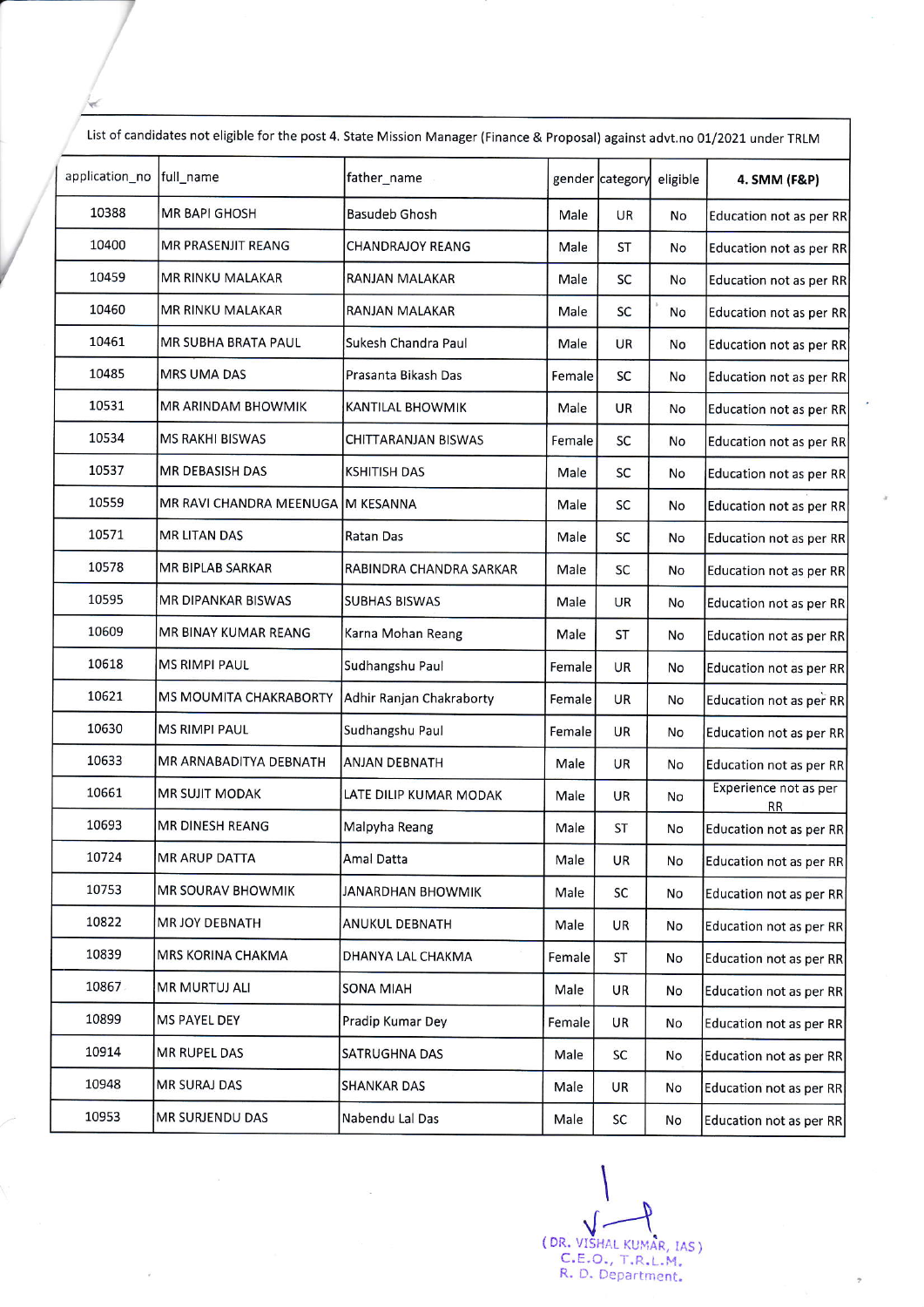List of candidates not eligible for the post 4. State Mission Manager (Finance & Proposal) against advt.no 01/2021 under TRLM

| application_no | full_name | father_name | gender | category | eligible | 4. SMM (F&P) |
|---|---|---|---|---|---|---|
| 10388 | MR BAPI GHOSH | Basudeb Ghosh | Male | UR | No | Education not as per RR |
| 10400 | MR PRASENJIT REANG | CHANDRAJOY REANG | Male | ST | No | Education not as per RR |
| 10459 | MR RINKU MALAKAR | RANJAN MALAKAR | Male | SC | No | Education not as per RR |
| 10460 | MR RINKU MALAKAR | RANJAN MALAKAR | Male | SC | No | Education not as per RR |
| 10461 | MR SUBHA BRATA PAUL | Sukesh Chandra Paul | Male | UR | No | Education not as per RR |
| 10485 | MRS UMA DAS | Prasanta Bikash Das | Female | SC | No | Education not as per RR |
| 10531 | MR ARINDAM BHOWMIK | KANTILAL BHOWMIK | Male | UR | No | Education not as per RR |
| 10534 | MS RAKHI BISWAS | CHITTARANJAN BISWAS | Female | SC | No | Education not as per RR |
| 10537 | MR DEBASISH DAS | KSHITISH DAS | Male | SC | No | Education not as per RR |
| 10559 | MR RAVI CHANDRA MEENUGA | M KESANNA | Male | SC | No | Education not as per RR |
| 10571 | MR LITAN DAS | Ratan Das | Male | SC | No | Education not as per RR |
| 10578 | MR BIPLAB SARKAR | RABINDRA CHANDRA SARKAR | Male | SC | No | Education not as per RR |
| 10595 | MR DIPANKAR BISWAS | SUBHAS BISWAS | Male | UR | No | Education not as per RR |
| 10609 | MR BINAY KUMAR REANG | Karna Mohan Reang | Male | ST | No | Education not as per RR |
| 10618 | MS RIMPI PAUL | Sudhangshu Paul | Female | UR | No | Education not as per RR |
| 10621 | MS MOUMITA CHAKRABORTY | Adhir Ranjan Chakraborty | Female | UR | No | Education not as per RR |
| 10630 | MS RIMPI PAUL | Sudhangshu Paul | Female | UR | No | Education not as per RR |
| 10633 | MR ARNABADITYA DEBNATH | ANJAN DEBNATH | Male | UR | No | Education not as per RR |
| 10661 | MR SUJIT MODAK | LATE DILIP KUMAR MODAK | Male | UR | No | Experience not as per RR |
| 10693 | MR DINESH REANG | Malpyha Reang | Male | ST | No | Education not as per RR |
| 10724 | MR ARUP DATTA | Amal Datta | Male | UR | No | Education not as per RR |
| 10753 | MR SOURAV BHOWMIK | JANARDHAN BHOWMIK | Male | SC | No | Education not as per RR |
| 10822 | MR JOY DEBNATH | ANUKUL DEBNATH | Male | UR | No | Education not as per RR |
| 10839 | MRS KORINA CHAKMA | DHANYA LAL CHAKMA | Female | ST | No | Education not as per RR |
| 10867 | MR MURTUJ ALI | SONA MIAH | Male | UR | No | Education not as per RR |
| 10899 | MS PAYEL DEY | Pradip Kumar Dey | Female | UR | No | Education not as per RR |
| 10914 | MR RUPEL DAS | SATRUGHNA DAS | Male | SC | No | Education not as per RR |
| 10948 | MR SURAJ DAS | SHANKAR DAS | Male | UR | No | Education not as per RR |
| 10953 | MR SURJENDU DAS | Nabendu Lal Das | Male | SC | No | Education not as per RR |

(DR. VISHAL KUMAR, IAS)
C.E.O., T.R.L.M.
R. D. Department.